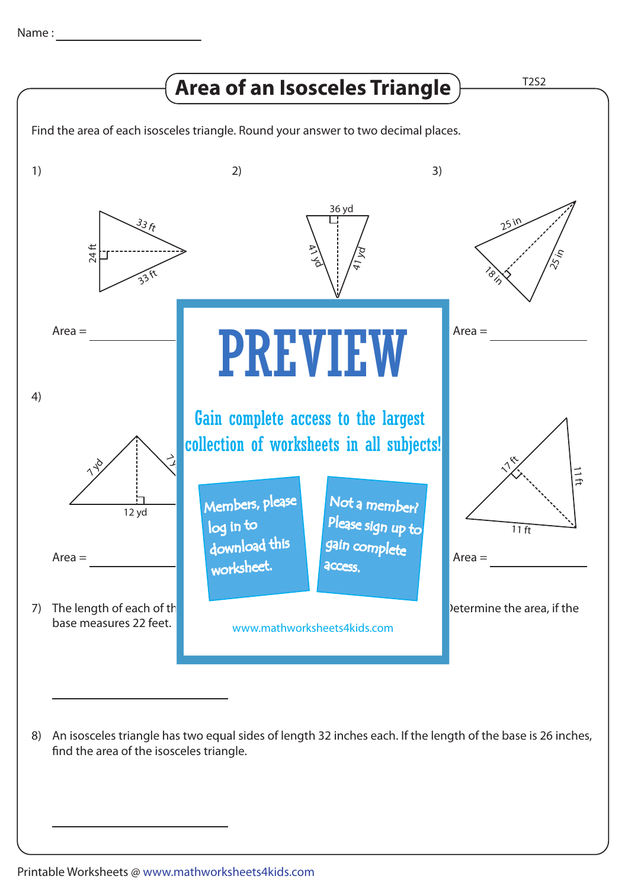Name : ____________________

# Area of an Isosceles Triangle

T2S2

Find the area of each isosceles triangle. Round your answer to two decimal places.

1) 33 ft, 33 ft, 24 ft

Area = ____________

2) 36 yd, 41 yd, 41 yd

3) 25 in, 25 in, 18 in

Area = ____________

4) 7 yd, 7y, 12 yd

Area = ____________

17 ft, 11 ft, 11 ft

Area = ____________

**PREVIEW**

Gain complete access to the largest collection of worksheets in all subjects!

Members, please log in to download this worksheet.

Not a member? Please sign up to gain complete access.

www.mathworksheets4kids.com

7) The length of each of th ... base measures 22 feet.

)etermine the area, if the

____________

8) An isosceles triangle has two equal sides of length 32 inches each. If the length of the base is 26 inches, find the area of the isosceles triangle.

____________

Printable Worksheets @ www.mathworksheets4kids.com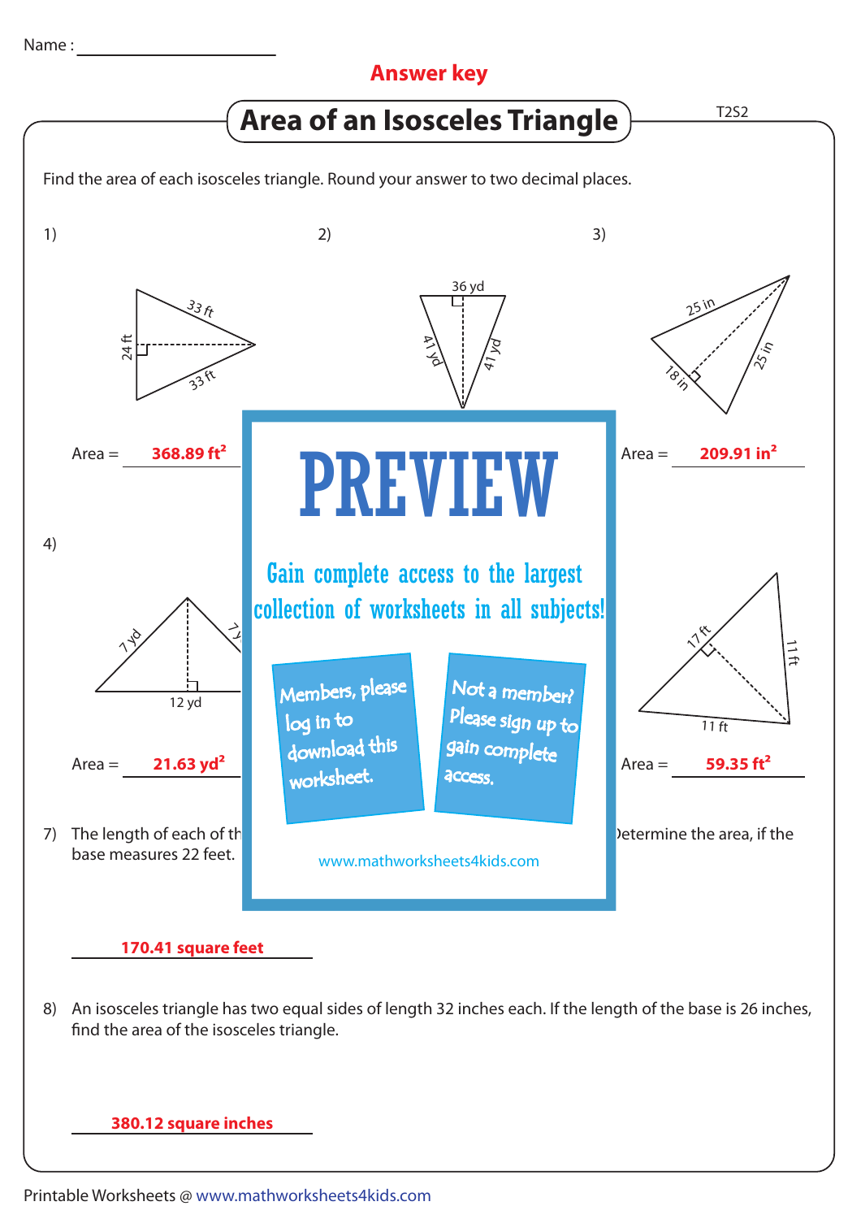Name : ____________________

**Answer key**

# Area of an Isosceles Triangle

T2S2

Find the area of each isosceles triangle. Round your answer to two decimal places.

1)

33 ft
24 ft
33 ft

Area = **368.89 ft²**

2)

36 yd
41 yd
41 yd

3)

25 in
25 in
18 in

Area = **209.91 in²**

4)

7 yd
7 y
12 yd

Area = **21.63 yd²**

6)

17 ft
11 ft
11 ft

Area = **59.35 ft²**

PREVIEW

Gain complete access to the largest collection of worksheets in all subjects!

Members, please log in to download this worksheet.

Not a member? Please sign up to gain complete access.

www.mathworksheets4kids.com

7) The length of each of th … etermine the area, if the base measures 22 feet.

**170.41 square feet**

8) An isosceles triangle has two equal sides of length 32 inches each. If the length of the base is 26 inches, find the area of the isosceles triangle.

**380.12 square inches**

Printable Worksheets @ www.mathworksheets4kids.com